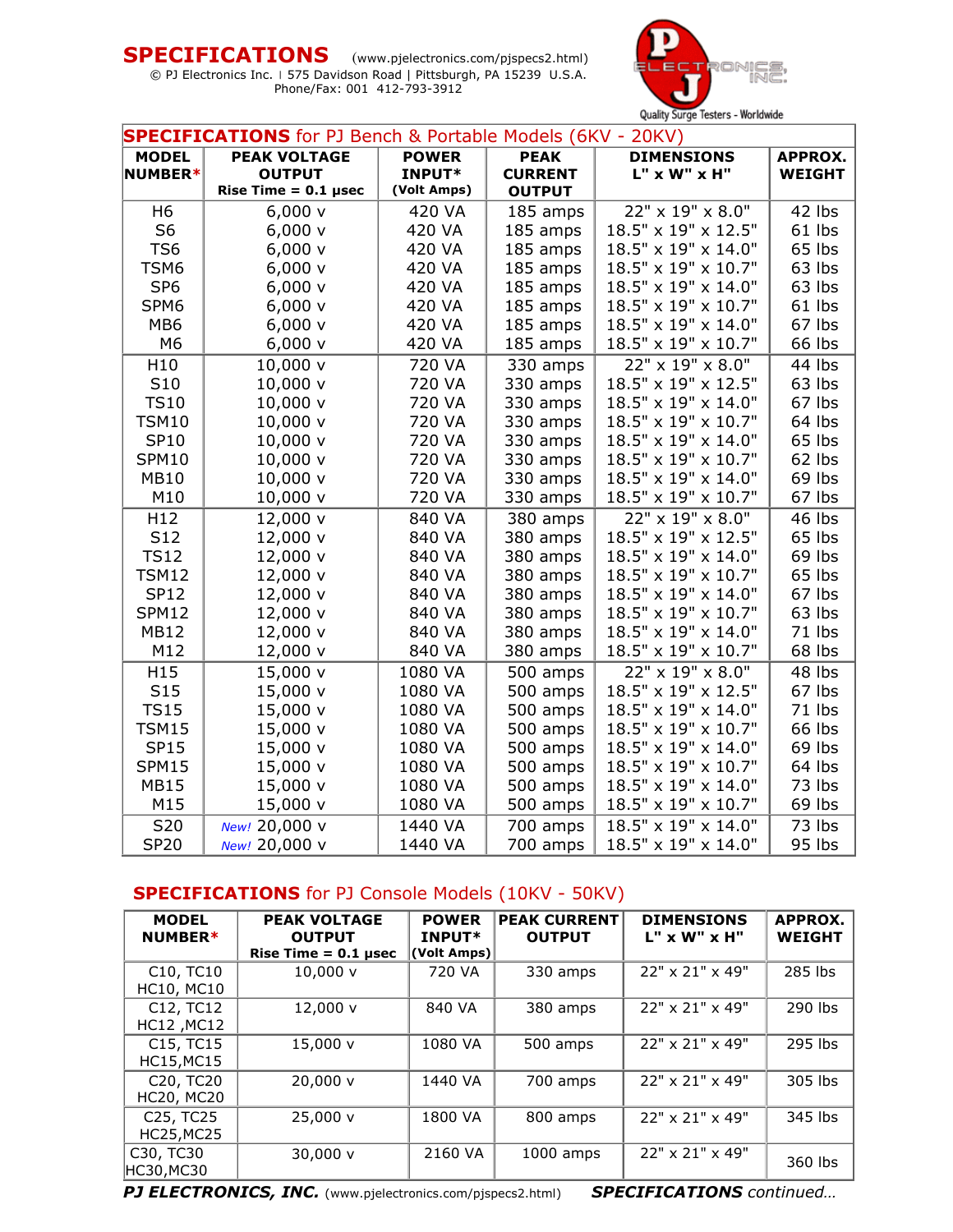# SPECIFICATIONS (www.pjelectronics.com/pjspecs2.html)

© PJ Electronics Inc. | 575 Davidson Road | Pittsburgh, PA 15239 U.S.A.
Phone/Fax: 001 412-793-3912

Quality Surge Testers - Worldwide

## SPECIFICATIONS for PJ Bench & Portable Models (6KV - 20KV)

| MODEL NUMBER* | PEAK VOLTAGE OUTPUT Rise Time = 0.1 µsec | POWER INPUT* (Volt Amps) | PEAK CURRENT OUTPUT | DIMENSIONS L" x W" x H" | APPROX. WEIGHT |
|---|---|---|---|---|---|
| H6 | 6,000 v | 420 VA | 185 amps | 22" x 19" x 8.0" | 42 lbs |
| S6 | 6,000 v | 420 VA | 185 amps | 18.5" x 19" x 12.5" | 61 lbs |
| TS6 | 6,000 v | 420 VA | 185 amps | 18.5" x 19" x 14.0" | 65 lbs |
| TSM6 | 6,000 v | 420 VA | 185 amps | 18.5" x 19" x 10.7" | 63 lbs |
| SP6 | 6,000 v | 420 VA | 185 amps | 18.5" x 19" x 14.0" | 63 lbs |
| SPM6 | 6,000 v | 420 VA | 185 amps | 18.5" x 19" x 10.7" | 61 lbs |
| MB6 | 6,000 v | 420 VA | 185 amps | 18.5" x 19" x 14.0" | 67 lbs |
| M6 | 6,000 v | 420 VA | 185 amps | 18.5" x 19" x 10.7" | 66 lbs |
| H10 | 10,000 v | 720 VA | 330 amps | 22" x 19" x 8.0" | 44 lbs |
| S10 | 10,000 v | 720 VA | 330 amps | 18.5" x 19" x 12.5" | 63 lbs |
| TS10 | 10,000 v | 720 VA | 330 amps | 18.5" x 19" x 14.0" | 67 lbs |
| TSM10 | 10,000 v | 720 VA | 330 amps | 18.5" x 19" x 10.7" | 64 lbs |
| SP10 | 10,000 v | 720 VA | 330 amps | 18.5" x 19" x 14.0" | 65 lbs |
| SPM10 | 10,000 v | 720 VA | 330 amps | 18.5" x 19" x 10.7" | 62 lbs |
| MB10 | 10,000 v | 720 VA | 330 amps | 18.5" x 19" x 14.0" | 69 lbs |
| M10 | 10,000 v | 720 VA | 330 amps | 18.5" x 19" x 10.7" | 67 lbs |
| H12 | 12,000 v | 840 VA | 380 amps | 22" x 19" x 8.0" | 46 lbs |
| S12 | 12,000 v | 840 VA | 380 amps | 18.5" x 19" x 12.5" | 65 lbs |
| TS12 | 12,000 v | 840 VA | 380 amps | 18.5" x 19" x 14.0" | 69 lbs |
| TSM12 | 12,000 v | 840 VA | 380 amps | 18.5" x 19" x 10.7" | 65 lbs |
| SP12 | 12,000 v | 840 VA | 380 amps | 18.5" x 19" x 14.0" | 67 lbs |
| SPM12 | 12,000 v | 840 VA | 380 amps | 18.5" x 19" x 10.7" | 63 lbs |
| MB12 | 12,000 v | 840 VA | 380 amps | 18.5" x 19" x 14.0" | 71 lbs |
| M12 | 12,000 v | 840 VA | 380 amps | 18.5" x 19" x 10.7" | 68 lbs |
| H15 | 15,000 v | 1080 VA | 500 amps | 22" x 19" x 8.0" | 48 lbs |
| S15 | 15,000 v | 1080 VA | 500 amps | 18.5" x 19" x 12.5" | 67 lbs |
| TS15 | 15,000 v | 1080 VA | 500 amps | 18.5" x 19" x 14.0" | 71 lbs |
| TSM15 | 15,000 v | 1080 VA | 500 amps | 18.5" x 19" x 10.7" | 66 lbs |
| SP15 | 15,000 v | 1080 VA | 500 amps | 18.5" x 19" x 14.0" | 69 lbs |
| SPM15 | 15,000 v | 1080 VA | 500 amps | 18.5" x 19" x 10.7" | 64 lbs |
| MB15 | 15,000 v | 1080 VA | 500 amps | 18.5" x 19" x 14.0" | 73 lbs |
| M15 | 15,000 v | 1080 VA | 500 amps | 18.5" x 19" x 10.7" | 69 lbs |
| S20 | *New!* 20,000 v | 1440 VA | 700 amps | 18.5" x 19" x 14.0" | 73 lbs |
| SP20 | *New!* 20,000 v | 1440 VA | 700 amps | 18.5" x 19" x 14.0" | 95 lbs |

## SPECIFICATIONS for PJ Console Models (10KV - 50KV)

| MODEL NUMBER* | PEAK VOLTAGE OUTPUT Rise Time = 0.1 µsec | POWER INPUT* (Volt Amps) | PEAK CURRENT OUTPUT | DIMENSIONS L" x W" x H" | APPROX. WEIGHT |
|---|---|---|---|---|---|
| C10, TC10 HC10, MC10 | 10,000 v | 720 VA | 330 amps | 22" x 21" x 49" | 285 lbs |
| C12, TC12 HC12 ,MC12 | 12,000 v | 840 VA | 380 amps | 22" x 21" x 49" | 290 lbs |
| C15, TC15 HC15,MC15 | 15,000 v | 1080 VA | 500 amps | 22" x 21" x 49" | 295 lbs |
| C20, TC20 HC20, MC20 | 20,000 v | 1440 VA | 700 amps | 22" x 21" x 49" | 305 lbs |
| C25, TC25 HC25,MC25 | 25,000 v | 1800 VA | 800 amps | 22" x 21" x 49" | 345 lbs |
| C30, TC30 HC30,MC30 | 30,000 v | 2160 VA | 1000 amps | 22" x 21" x 49" | 360 lbs |

***PJ ELECTRONICS, INC.*** (www.pjelectronics.com/pjspecs2.html) ***SPECIFICATIONS*** *continued...*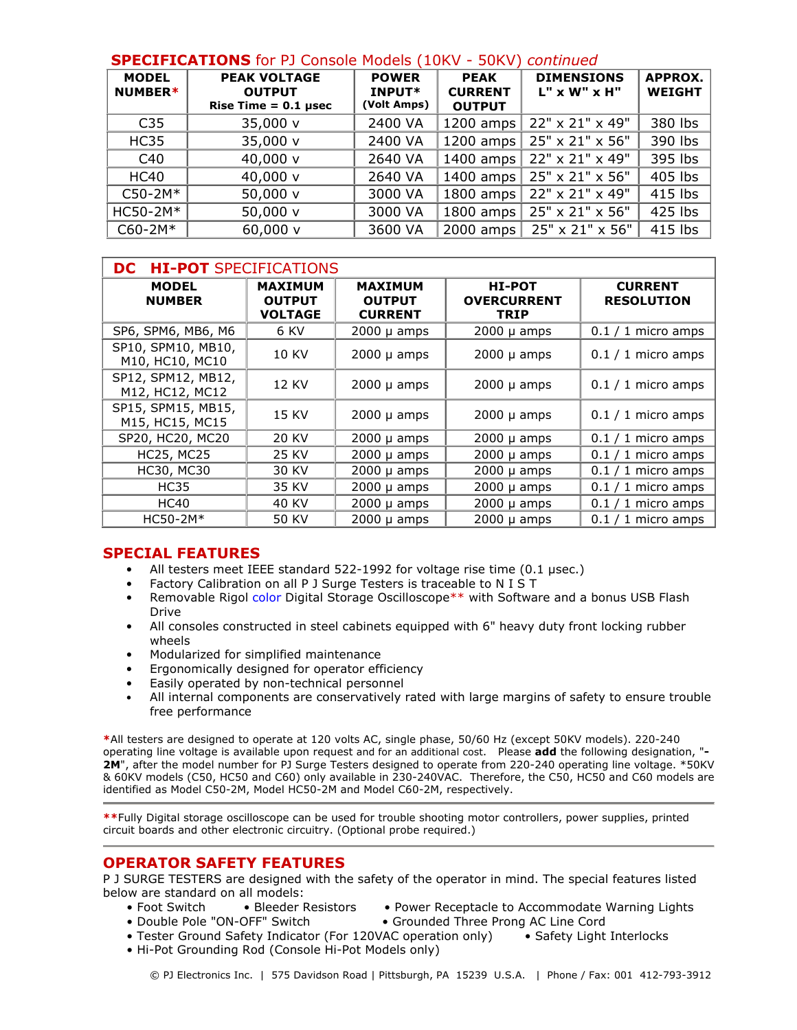## SPECIFICATIONS for PJ Console Models (10KV - 50KV) *continued*

| MODEL NUMBER* | PEAK VOLTAGE OUTPUT Rise Time = 0.1 μsec | POWER INPUT* (Volt Amps) | PEAK CURRENT OUTPUT | DIMENSIONS L" x W" x H" | APPROX. WEIGHT |
|---|---|---|---|---|---|
| C35 | 35,000 v | 2400 VA | 1200 amps | 22" x 21" x 49" | 380 lbs |
| HC35 | 35,000 v | 2400 VA | 1200 amps | 25" x 21" x 56" | 390 lbs |
| C40 | 40,000 v | 2640 VA | 1400 amps | 22" x 21" x 49" | 395 lbs |
| HC40 | 40,000 v | 2640 VA | 1400 amps | 25" x 21" x 56" | 405 lbs |
| C50-2M* | 50,000 v | 3000 VA | 1800 amps | 22" x 21" x 49" | 415 lbs |
| HC50-2M* | 50,000 v | 3000 VA | 1800 amps | 25" x 21" x 56" | 425 lbs |
| C60-2M* | 60,000 v | 3600 VA | 2000 amps | 25" x 21" x 56" | 415 lbs |

## DC HI-POT SPECIFICATIONS

| MODEL NUMBER | MAXIMUM OUTPUT VOLTAGE | MAXIMUM OUTPUT CURRENT | HI-POT OVERCURRENT TRIP | CURRENT RESOLUTION |
|---|---|---|---|---|
| SP6, SPM6, MB6, M6 | 6 KV | 2000 μ amps | 2000 μ amps | 0.1 / 1 micro amps |
| SP10, SPM10, MB10, M10, HC10, MC10 | 10 KV | 2000 μ amps | 2000 μ amps | 0.1 / 1 micro amps |
| SP12, SPM12, MB12, M12, HC12, MC12 | 12 KV | 2000 μ amps | 2000 μ amps | 0.1 / 1 micro amps |
| SP15, SPM15, MB15, M15, HC15, MC15 | 15 KV | 2000 μ amps | 2000 μ amps | 0.1 / 1 micro amps |
| SP20, HC20, MC20 | 20 KV | 2000 μ amps | 2000 μ amps | 0.1 / 1 micro amps |
| HC25, MC25 | 25 KV | 2000 μ amps | 2000 μ amps | 0.1 / 1 micro amps |
| HC30, MC30 | 30 KV | 2000 μ amps | 2000 μ amps | 0.1 / 1 micro amps |
| HC35 | 35 KV | 2000 μ amps | 2000 μ amps | 0.1 / 1 micro amps |
| HC40 | 40 KV | 2000 μ amps | 2000 μ amps | 0.1 / 1 micro amps |
| HC50-2M* | 50 KV | 2000 μ amps | 2000 μ amps | 0.1 / 1 micro amps |

## SPECIAL FEATURES

- All testers meet IEEE standard 522-1992 for voltage rise time (0.1 μsec.)
- Factory Calibration on all P J Surge Testers is traceable to N I S T
- Removable Rigol color Digital Storage Oscilloscope** with Software and a bonus USB Flash Drive
- All consoles constructed in steel cabinets equipped with 6" heavy duty front locking rubber wheels
- Modularized for simplified maintenance
- Ergonomically designed for operator efficiency
- Easily operated by non-technical personnel
- All internal components are conservatively rated with large margins of safety to ensure trouble free performance

*All testers are designed to operate at 120 volts AC, single phase, 50/60 Hz (except 50KV models). 220-240 operating line voltage is available upon request and for an additional cost. Please **add** the following designation, "**-2M**", after the model number for PJ Surge Testers designed to operate from 220-240 operating line voltage. *50KV & 60KV models (C50, HC50 and C60) only available in 230-240VAC. Therefore, the C50, HC50 and C60 models are identified as Model C50-2M, Model HC50-2M and Model C60-2M, respectively.

**Fully Digital storage oscilloscope can be used for trouble shooting motor controllers, power supplies, printed circuit boards and other electronic circuitry. (Optional probe required.)

## OPERATOR SAFETY FEATURES

P J SURGE TESTERS are designed with the safety of the operator in mind. The special features listed below are standard on all models:

- Foot Switch
- Bleeder Resistors
- Power Receptacle to Accommodate Warning Lights
- Double Pole "ON-OFF" Switch
- Grounded Three Prong AC Line Cord
- Tester Ground Safety Indicator (For 120VAC operation only)
- Safety Light Interlocks
- Hi-Pot Grounding Rod (Console Hi-Pot Models only)

© PJ Electronics Inc. | 575 Davidson Road | Pittsburgh, PA 15239 U.S.A. | Phone / Fax: 001 412-793-3912